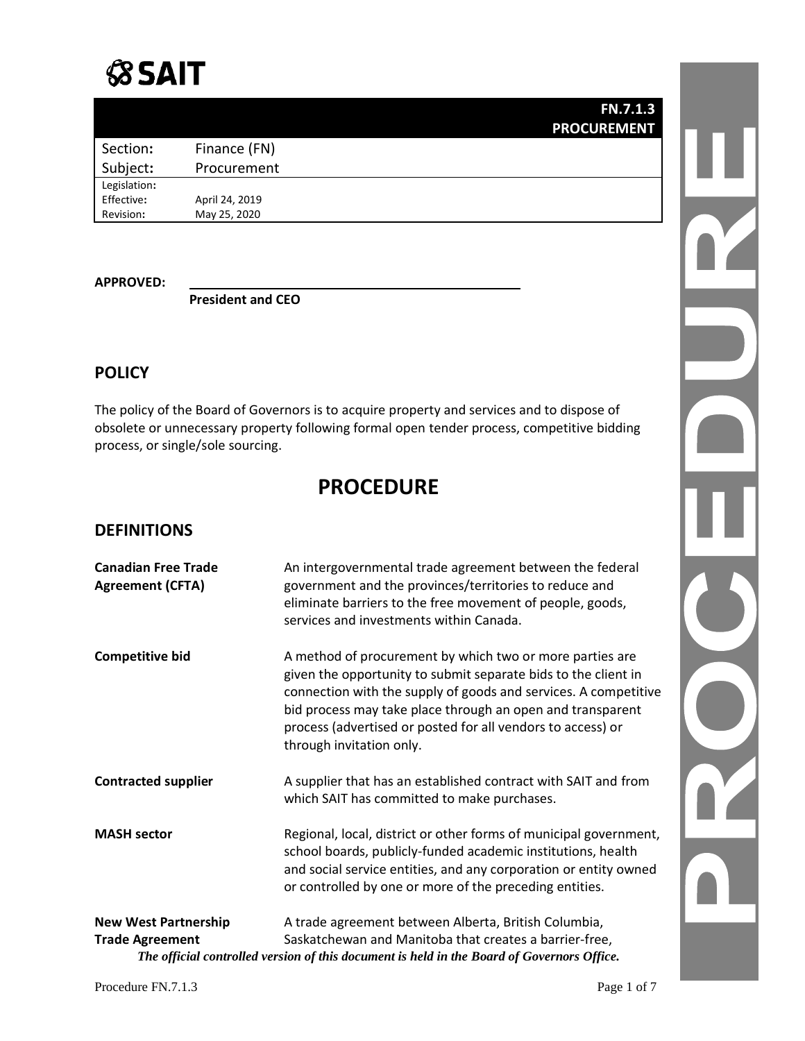# SAIT

| | **FN.7.1.3 PROCUREMENT** |
|---|---|
| Section: | Finance (FN) |
| Subject: | Procurement |
| Legislation: | |
| Effective: | April 24, 2019 |
| Revision: | May 25, 2020 |

**APPROVED:**

**President and CEO**

## POLICY

The policy of the Board of Governors is to acquire property and services and to dispose of obsolete or unnecessary property following formal open tender process, competitive bidding process, or single/sole sourcing.

# PROCEDURE

## DEFINITIONS

| | |
|---|---|
| **Canadian Free Trade Agreement (CFTA)** | An intergovernmental trade agreement between the federal government and the provinces/territories to reduce and eliminate barriers to the free movement of people, goods, services and investments within Canada. |
| **Competitive bid** | A method of procurement by which two or more parties are given the opportunity to submit separate bids to the client in connection with the supply of goods and services. A competitive bid process may take place through an open and transparent process (advertised or posted for all vendors to access) or through invitation only. |
| **Contracted supplier** | A supplier that has an established contract with SAIT and from which SAIT has committed to make purchases. |
| **MASH sector** | Regional, local, district or other forms of municipal government, school boards, publicly-funded academic institutions, health and social service entities, and any corporation or entity owned or controlled by one or more of the preceding entities. |
| **New West Partnership Trade Agreement** | A trade agreement between Alberta, British Columbia, Saskatchewan and Manitoba that creates a barrier-free, |

*The official controlled version of this document is held in the Board of Governors Office.*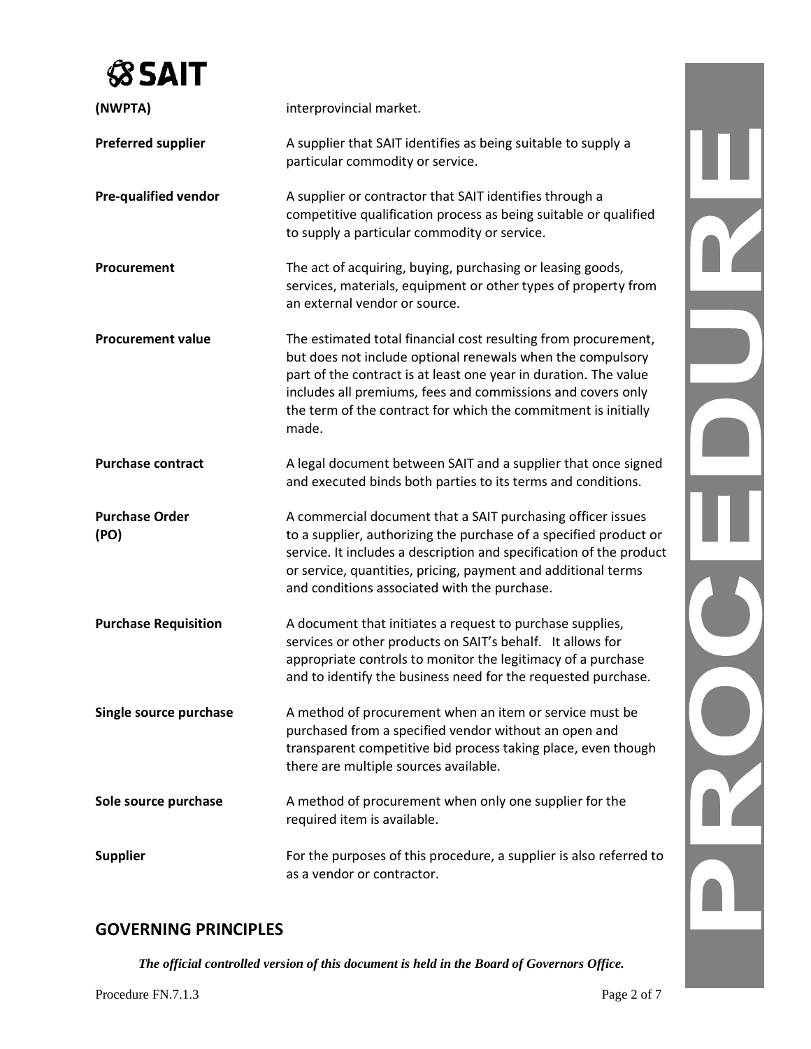| | |
|---|---|
| **(NWPTA)** | interprovincial market. |
| **Preferred supplier** | A supplier that SAIT identifies as being suitable to supply a particular commodity or service. |
| **Pre-qualified vendor** | A supplier or contractor that SAIT identifies through a competitive qualification process as being suitable or qualified to supply a particular commodity or service. |
| **Procurement** | The act of acquiring, buying, purchasing or leasing goods, services, materials, equipment or other types of property from an external vendor or source. |
| **Procurement value** | The estimated total financial cost resulting from procurement, but does not include optional renewals when the compulsory part of the contract is at least one year in duration. The value includes all premiums, fees and commissions and covers only the term of the contract for which the commitment is initially made. |
| **Purchase contract** | A legal document between SAIT and a supplier that once signed and executed binds both parties to its terms and conditions. |
| **Purchase Order (PO)** | A commercial document that a SAIT purchasing officer issues to a supplier, authorizing the purchase of a specified product or service. It includes a description and specification of the product or service, quantities, pricing, payment and additional terms and conditions associated with the purchase. |
| **Purchase Requisition** | A document that initiates a request to purchase supplies, services or other products on SAIT's behalf. It allows for appropriate controls to monitor the legitimacy of a purchase and to identify the business need for the requested purchase. |
| **Single source purchase** | A method of procurement when an item or service must be purchased from a specified vendor without an open and transparent competitive bid process taking place, even though there are multiple sources available. |
| **Sole source purchase** | A method of procurement when only one supplier for the required item is available. |
| **Supplier** | For the purposes of this procedure, a supplier is also referred to as a vendor or contractor. |

## GOVERNING PRINCIPLES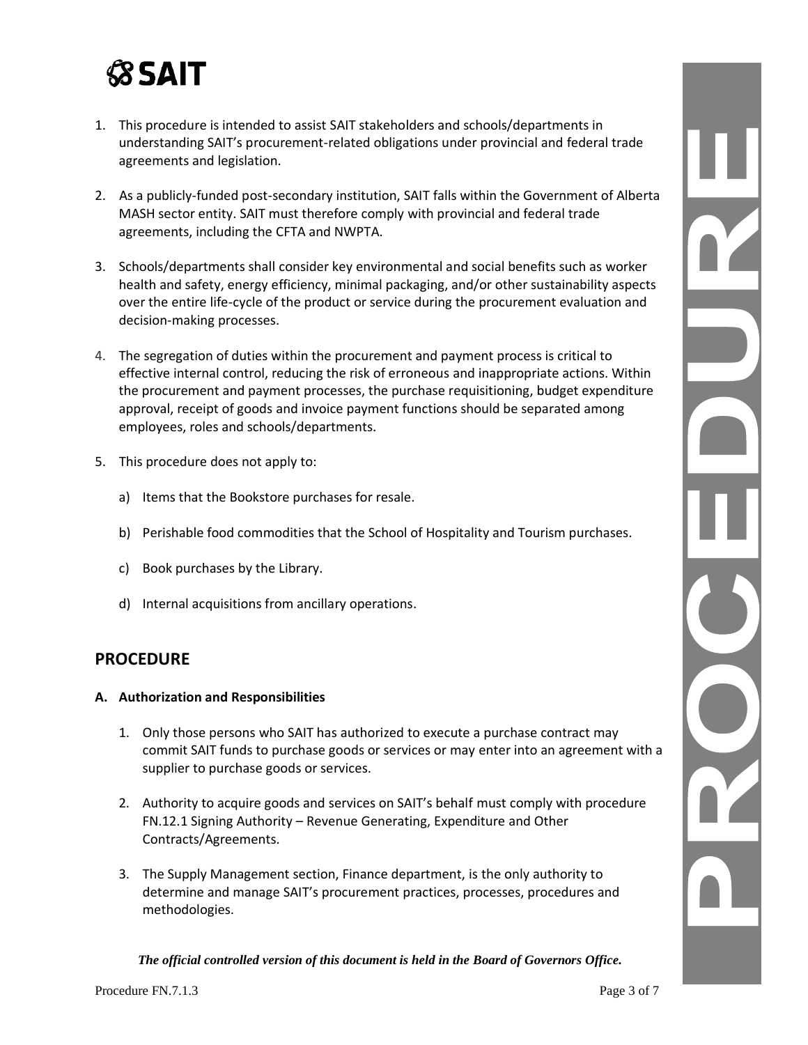1. This procedure is intended to assist SAIT stakeholders and schools/departments in understanding SAIT's procurement-related obligations under provincial and federal trade agreements and legislation.

2. As a publicly-funded post-secondary institution, SAIT falls within the Government of Alberta MASH sector entity. SAIT must therefore comply with provincial and federal trade agreements, including the CFTA and NWPTA.

3. Schools/departments shall consider key environmental and social benefits such as worker health and safety, energy efficiency, minimal packaging, and/or other sustainability aspects over the entire life-cycle of the product or service during the procurement evaluation and decision-making processes.

4. The segregation of duties within the procurement and payment process is critical to effective internal control, reducing the risk of erroneous and inappropriate actions. Within the procurement and payment processes, the purchase requisitioning, budget expenditure approval, receipt of goods and invoice payment functions should be separated among employees, roles and schools/departments.

5. This procedure does not apply to:

   a) Items that the Bookstore purchases for resale.

   b) Perishable food commodities that the School of Hospitality and Tourism purchases.

   c) Book purchases by the Library.

   d) Internal acquisitions from ancillary operations.

## PROCEDURE

### A. Authorization and Responsibilities

1. Only those persons who SAIT has authorized to execute a purchase contract may commit SAIT funds to purchase goods or services or may enter into an agreement with a supplier to purchase goods or services.

2. Authority to acquire goods and services on SAIT's behalf must comply with procedure FN.12.1 Signing Authority – Revenue Generating, Expenditure and Other Contracts/Agreements.

3. The Supply Management section, Finance department, is the only authority to determine and manage SAIT's procurement practices, processes, procedures and methodologies.

***The official controlled version of this document is held in the Board of Governors Office.***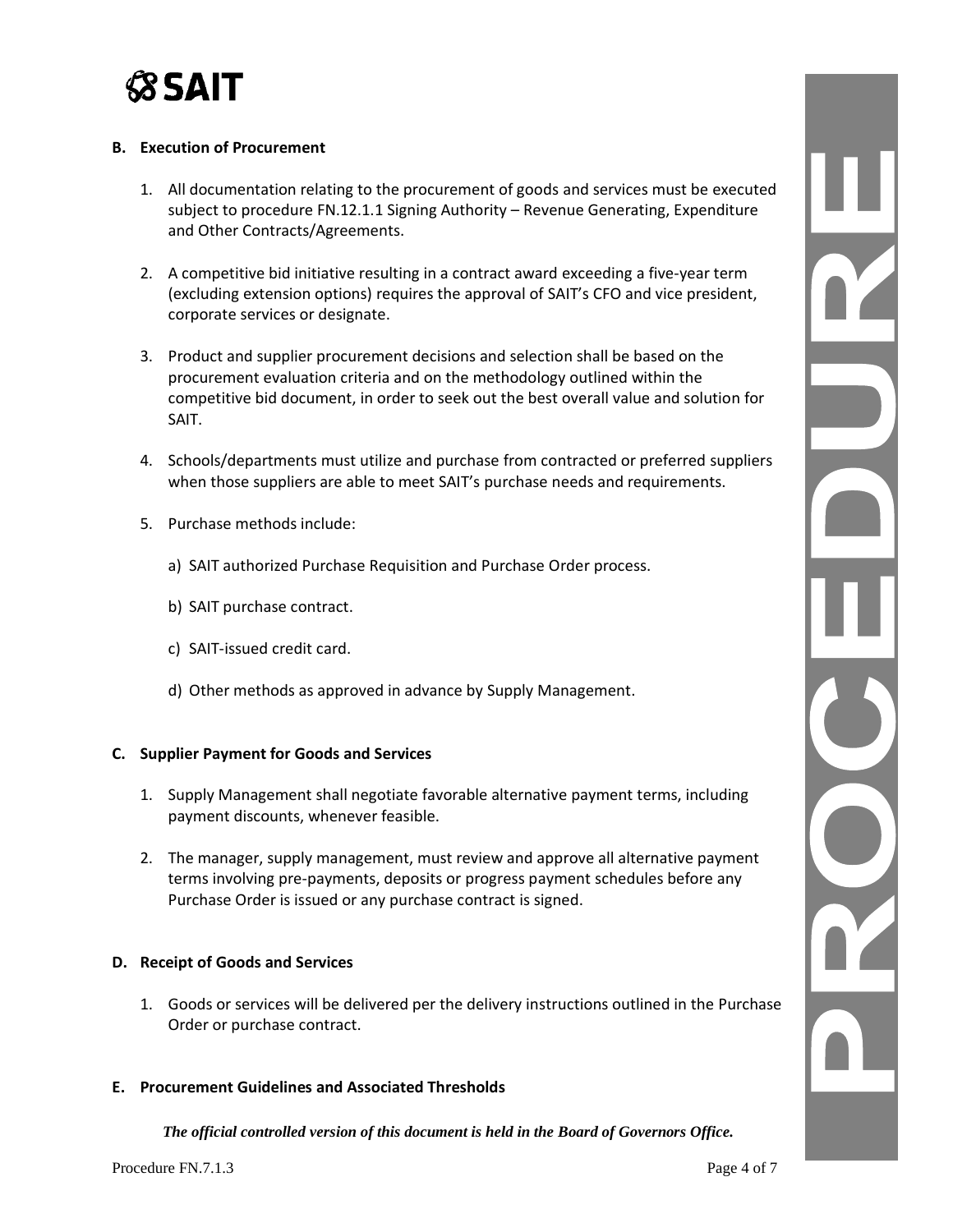### B. Execution of Procurement

1. All documentation relating to the procurement of goods and services must be executed subject to procedure FN.12.1.1 Signing Authority – Revenue Generating, Expenditure and Other Contracts/Agreements.

2. A competitive bid initiative resulting in a contract award exceeding a five-year term (excluding extension options) requires the approval of SAIT's CFO and vice president, corporate services or designate.

3. Product and supplier procurement decisions and selection shall be based on the procurement evaluation criteria and on the methodology outlined within the competitive bid document, in order to seek out the best overall value and solution for SAIT.

4. Schools/departments must utilize and purchase from contracted or preferred suppliers when those suppliers are able to meet SAIT's purchase needs and requirements.

5. Purchase methods include:

   a) SAIT authorized Purchase Requisition and Purchase Order process.

   b) SAIT purchase contract.

   c) SAIT-issued credit card.

   d) Other methods as approved in advance by Supply Management.

### C. Supplier Payment for Goods and Services

1. Supply Management shall negotiate favorable alternative payment terms, including payment discounts, whenever feasible.

2. The manager, supply management, must review and approve all alternative payment terms involving pre-payments, deposits or progress payment schedules before any Purchase Order is issued or any purchase contract is signed.

### D. Receipt of Goods and Services

1. Goods or services will be delivered per the delivery instructions outlined in the Purchase Order or purchase contract.

### E. Procurement Guidelines and Associated Thresholds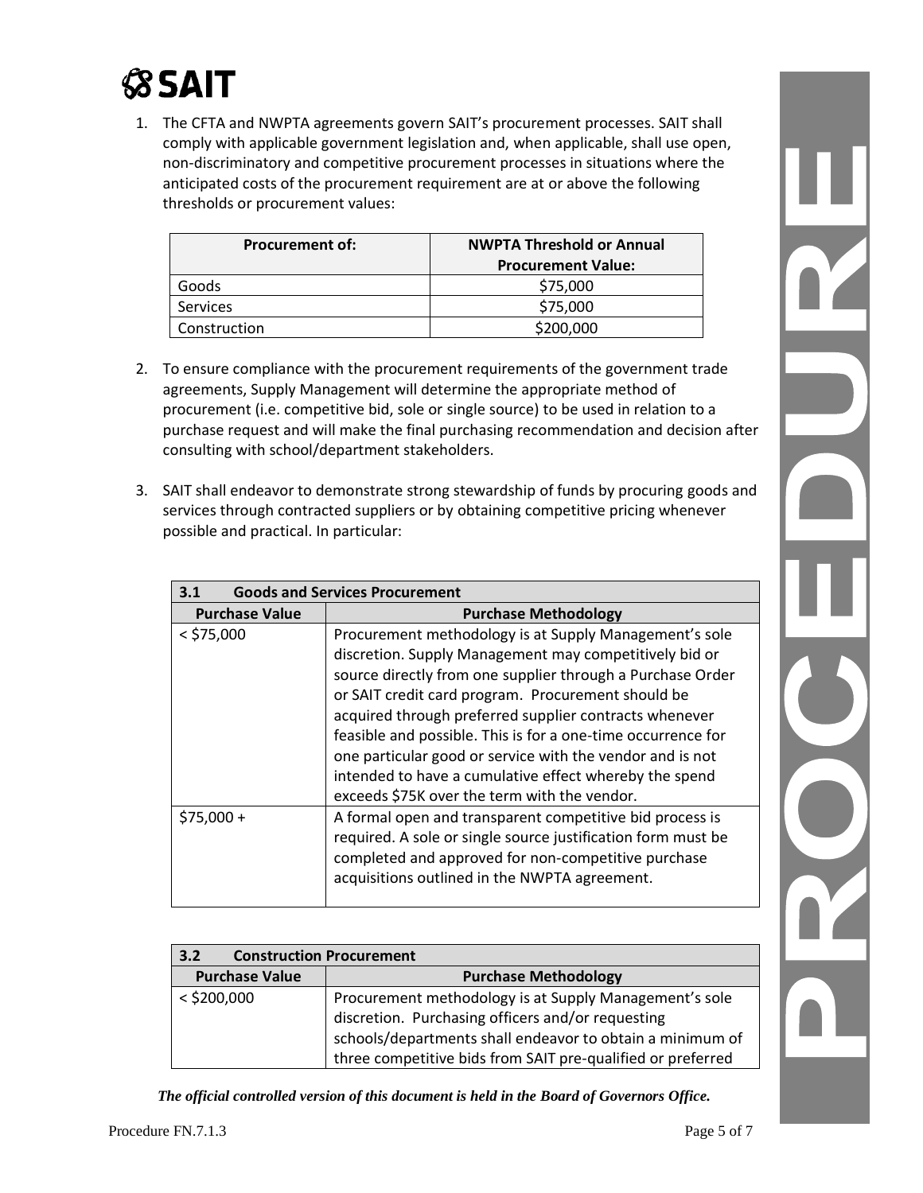1. The CFTA and NWPTA agreements govern SAIT's procurement processes. SAIT shall comply with applicable government legislation and, when applicable, shall use open, non-discriminatory and competitive procurement processes in situations where the anticipated costs of the procurement requirement are at or above the following thresholds or procurement values:

| Procurement of: | NWPTA Threshold or Annual Procurement Value: |
|---|---|
| Goods | $75,000 |
| Services | $75,000 |
| Construction | $200,000 |

2. To ensure compliance with the procurement requirements of the government trade agreements, Supply Management will determine the appropriate method of procurement (i.e. competitive bid, sole or single source) to be used in relation to a purchase request and will make the final purchasing recommendation and decision after consulting with school/department stakeholders.

3. SAIT shall endeavor to demonstrate strong stewardship of funds by procuring goods and services through contracted suppliers or by obtaining competitive pricing whenever possible and practical. In particular:

| 3.1 Goods and Services Procurement | |
|---|---|
| **Purchase Value** | **Purchase Methodology** |
| < $75,000 | Procurement methodology is at Supply Management's sole discretion. Supply Management may competitively bid or source directly from one supplier through a Purchase Order or SAIT credit card program. Procurement should be acquired through preferred supplier contracts whenever feasible and possible. This is for a one-time occurrence for one particular good or service with the vendor and is not intended to have a cumulative effect whereby the spend exceeds $75K over the term with the vendor. |
| $75,000 + | A formal open and transparent competitive bid process is required. A sole or single source justification form must be completed and approved for non-competitive purchase acquisitions outlined in the NWPTA agreement. |

| 3.2 Construction Procurement | |
|---|---|
| **Purchase Value** | **Purchase Methodology** |
| < $200,000 | Procurement methodology is at Supply Management's sole discretion. Purchasing officers and/or requesting schools/departments shall endeavor to obtain a minimum of three competitive bids from SAIT pre-qualified or preferred |

***The official controlled version of this document is held in the Board of Governors Office.***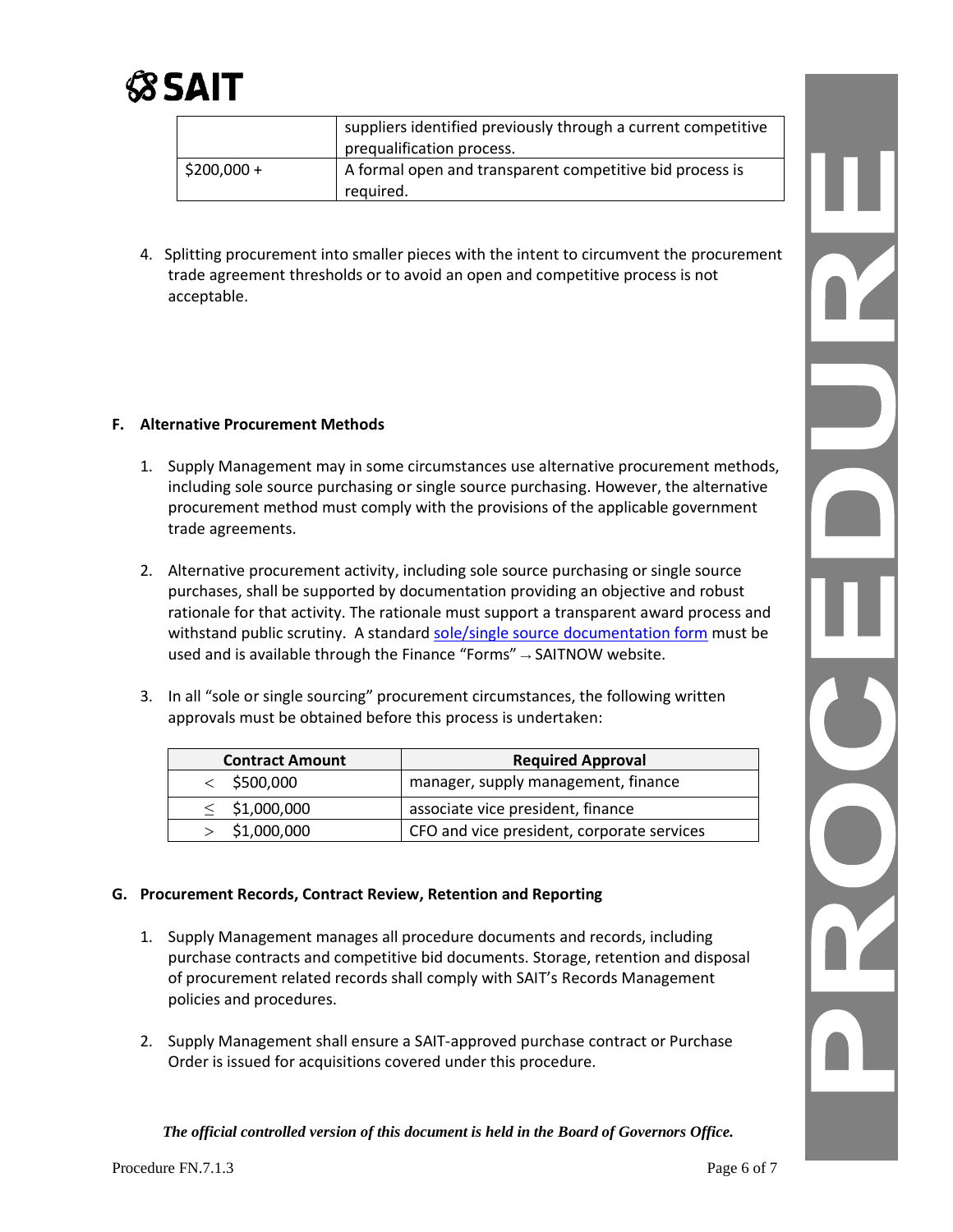|  | suppliers identified previously through a current competitive prequalification process. |
| --- | --- |
| $200,000 + | A formal open and transparent competitive bid process is required. |

4. Splitting procurement into smaller pieces with the intent to circumvent the procurement trade agreement thresholds or to avoid an open and competitive process is not acceptable.

### F. Alternative Procurement Methods

1. Supply Management may in some circumstances use alternative procurement methods, including sole source purchasing or single source purchasing. However, the alternative procurement method must comply with the provisions of the applicable government trade agreements.

2. Alternative procurement activity, including sole source purchasing or single source purchases, shall be supported by documentation providing an objective and robust rationale for that activity. The rationale must support a transparent award process and withstand public scrutiny. A standard sole/single source documentation form must be used and is available through the Finance "Forms" → SAITNOW website.

3. In all "sole or single sourcing" procurement circumstances, the following written approvals must be obtained before this process is undertaken:

| Contract Amount | Required Approval |
| --- | --- |
| < $500,000 | manager, supply management, finance |
| ≤ $1,000,000 | associate vice president, finance |
| > $1,000,000 | CFO and vice president, corporate services |

### G. Procurement Records, Contract Review, Retention and Reporting

1. Supply Management manages all procedure documents and records, including purchase contracts and competitive bid documents. Storage, retention and disposal of procurement related records shall comply with SAIT's Records Management policies and procedures.

2. Supply Management shall ensure a SAIT-approved purchase contract or Purchase Order is issued for acquisitions covered under this procedure.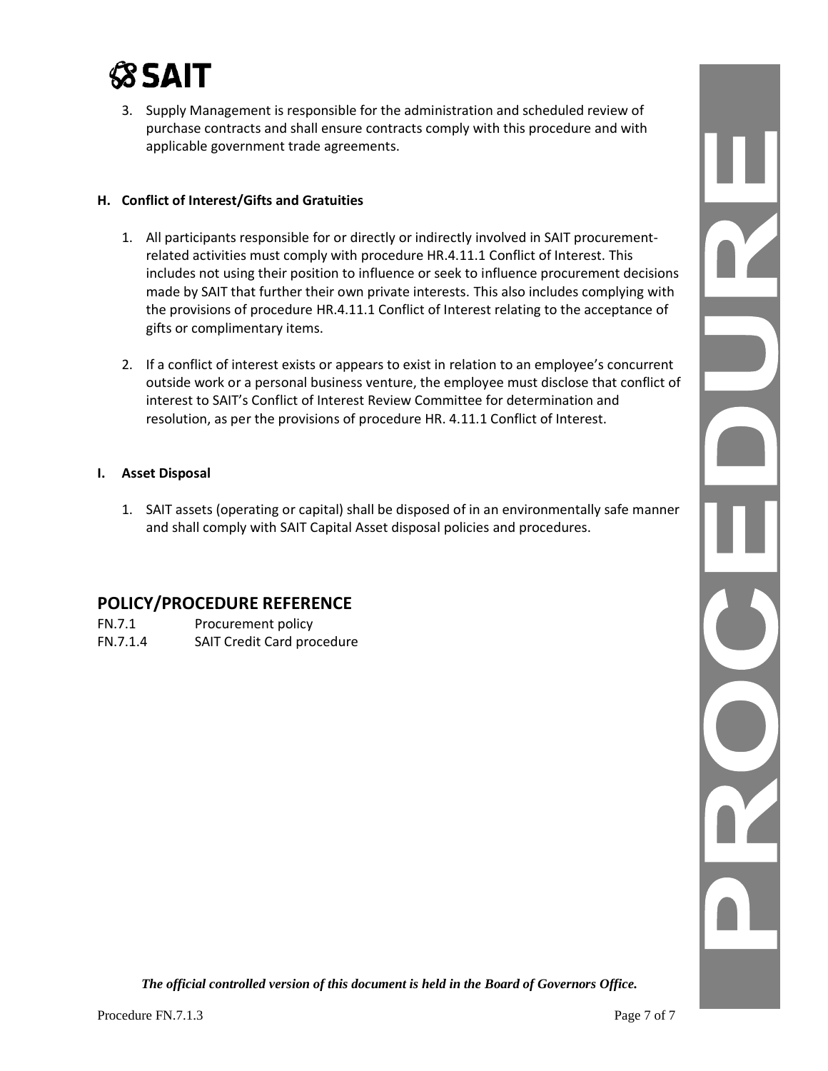3. Supply Management is responsible for the administration and scheduled review of purchase contracts and shall ensure contracts comply with this procedure and with applicable government trade agreements.

**H. Conflict of Interest/Gifts and Gratuities**

1. All participants responsible for or directly or indirectly involved in SAIT procurement-related activities must comply with procedure HR.4.11.1 Conflict of Interest. This includes not using their position to influence or seek to influence procurement decisions made by SAIT that further their own private interests. This also includes complying with the provisions of procedure HR.4.11.1 Conflict of Interest relating to the acceptance of gifts or complimentary items.

2. If a conflict of interest exists or appears to exist in relation to an employee's concurrent outside work or a personal business venture, the employee must disclose that conflict of interest to SAIT's Conflict of Interest Review Committee for determination and resolution, as per the provisions of procedure HR. 4.11.1 Conflict of Interest.

**I. Asset Disposal**

1. SAIT assets (operating or capital) shall be disposed of in an environmentally safe manner and shall comply with SAIT Capital Asset disposal policies and procedures.

## POLICY/PROCEDURE REFERENCE

| | |
|---|---|
| FN.7.1 | Procurement policy |
| FN.7.1.4 | SAIT Credit Card procedure |

*The official controlled version of this document is held in the Board of Governors Office.*